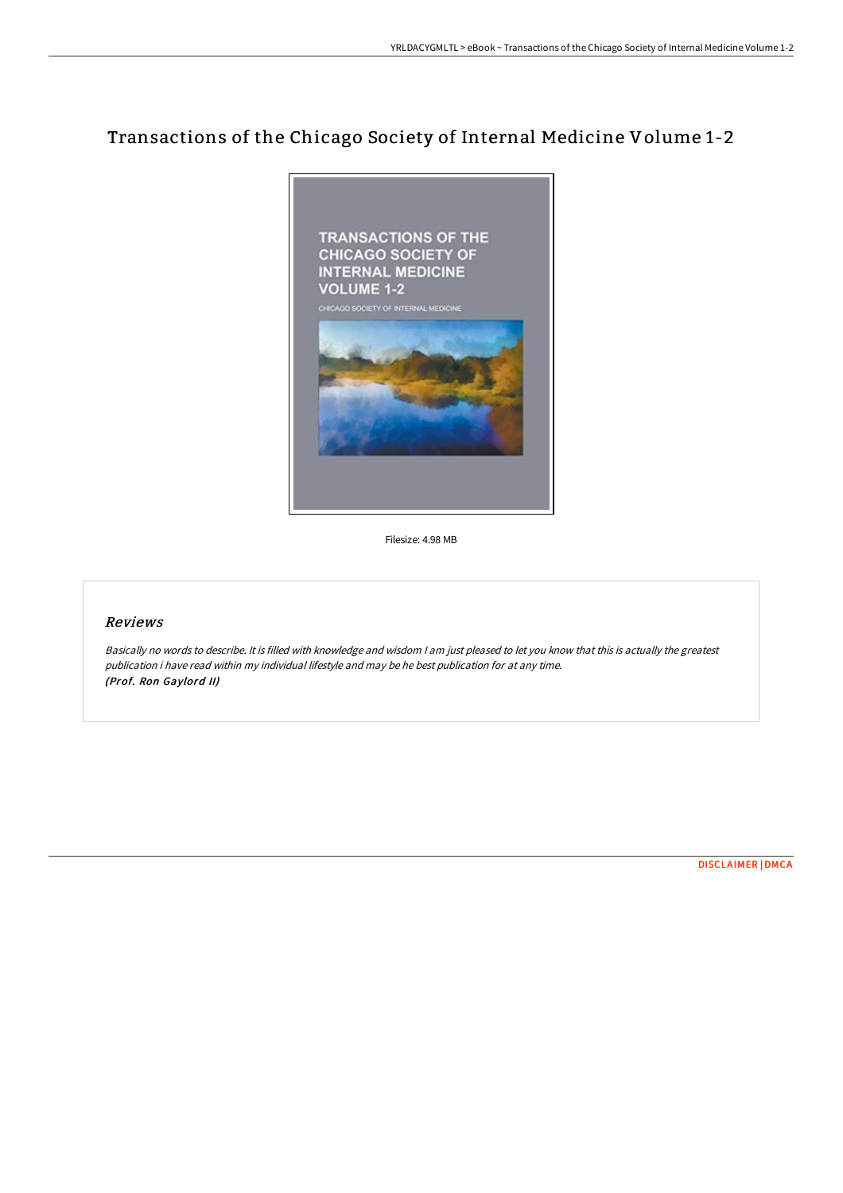# Transactions of the Chicago Society of Internal Medicine Volume 1-2

Filesize: 4.98 MB

## *Reviews*

*Basically no words to describe. It is filled with knowledge and wisdom I am just pleased to let you know that this is actually the greatest publication i have read within my individual lifestyle and may be he best publication for at any time.*
***(Prof. Ron Gaylord II)***

DISCLAIMER | DMCA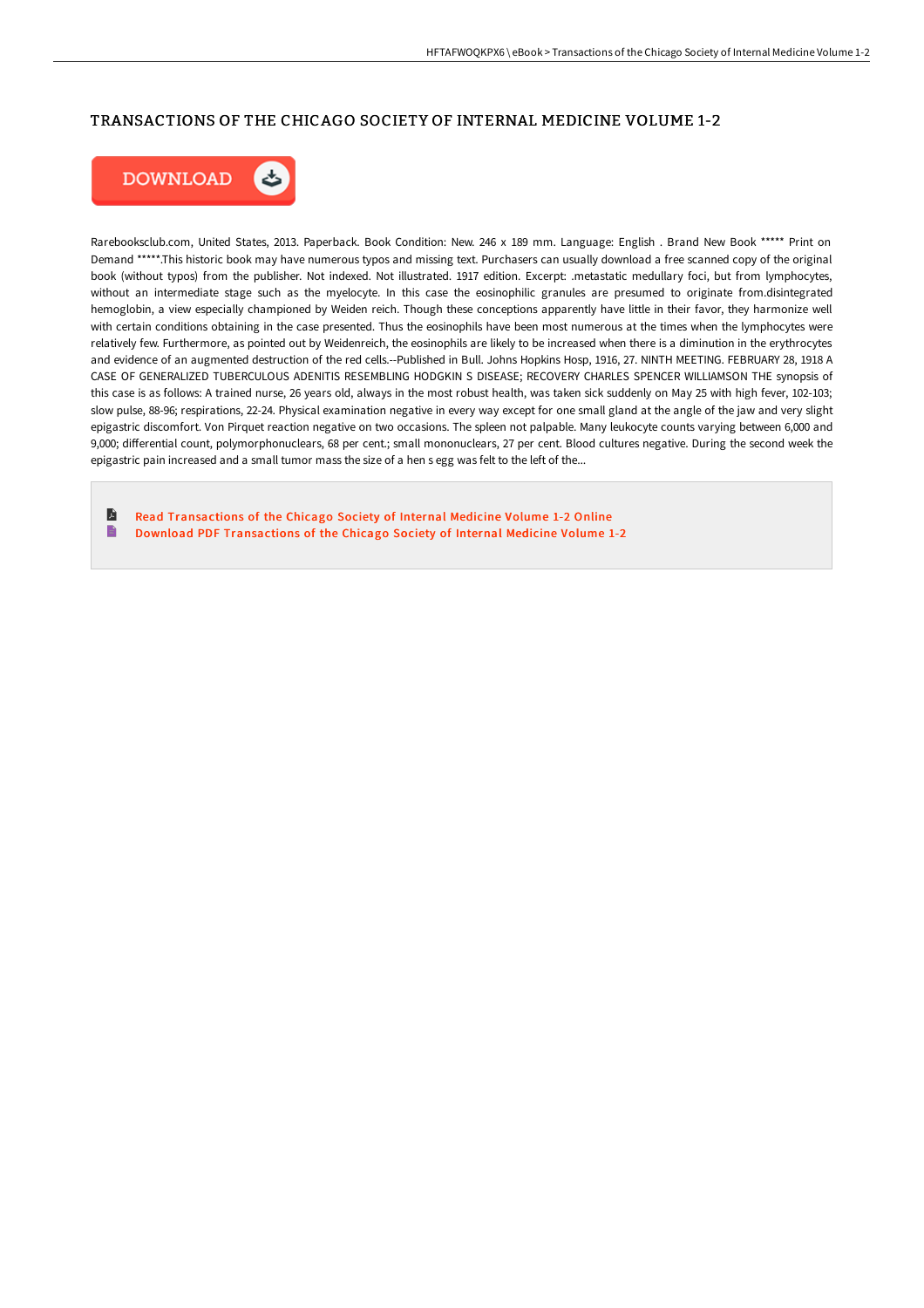# TRANSACTIONS OF THE CHICAGO SOCIETY OF INTERNAL MEDICINE VOLUME 1-2

DOWNLOAD

Rarebooksclub.com, United States, 2013. Paperback. Book Condition: New. 246 x 189 mm. Language: English . Brand New Book ***** Print on Demand *****.This historic book may have numerous typos and missing text. Purchasers can usually download a free scanned copy of the original book (without typos) from the publisher. Not indexed. Not illustrated. 1917 edition. Excerpt: .metastatic medullary foci, but from lymphocytes, without an intermediate stage such as the myelocyte. In this case the eosinophilic granules are presumed to originate from.disintegrated hemoglobin, a view especially championed by Weiden reich. Though these conceptions apparently have little in their favor, they harmonize well with certain conditions obtaining in the case presented. Thus the eosinophils have been most numerous at the times when the lymphocytes were relatively few. Furthermore, as pointed out by Weidenreich, the eosinophils are likely to be increased when there is a diminution in the erythrocytes and evidence of an augmented destruction of the red cells.--Published in Bull. Johns Hopkins Hosp, 1916, 27. NINTH MEETING. FEBRUARY 28, 1918 A CASE OF GENERALIZED TUBERCULOUS ADENITIS RESEMBLING HODGKIN S DISEASE; RECOVERY CHARLES SPENCER WILLIAMSON THE synopsis of this case is as follows: A trained nurse, 26 years old, always in the most robust health, was taken sick suddenly on May 25 with high fever, 102-103; slow pulse, 88-96; respirations, 22-24. Physical examination negative in every way except for one small gland at the angle of the jaw and very slight epigastric discomfort. Von Pirquet reaction negative on two occasions. The spleen not palpable. Many leukocyte counts varying between 6,000 and 9,000; differential count, polymorphonuclears, 68 per cent.; small mononuclears, 27 per cent. Blood cultures negative. During the second week the epigastric pain increased and a small tumor mass the size of a hen s egg was felt to the left of the...

Read Transactions of the Chicago Society of Internal Medicine Volume 1-2 Online

Download PDF Transactions of the Chicago Society of Internal Medicine Volume 1-2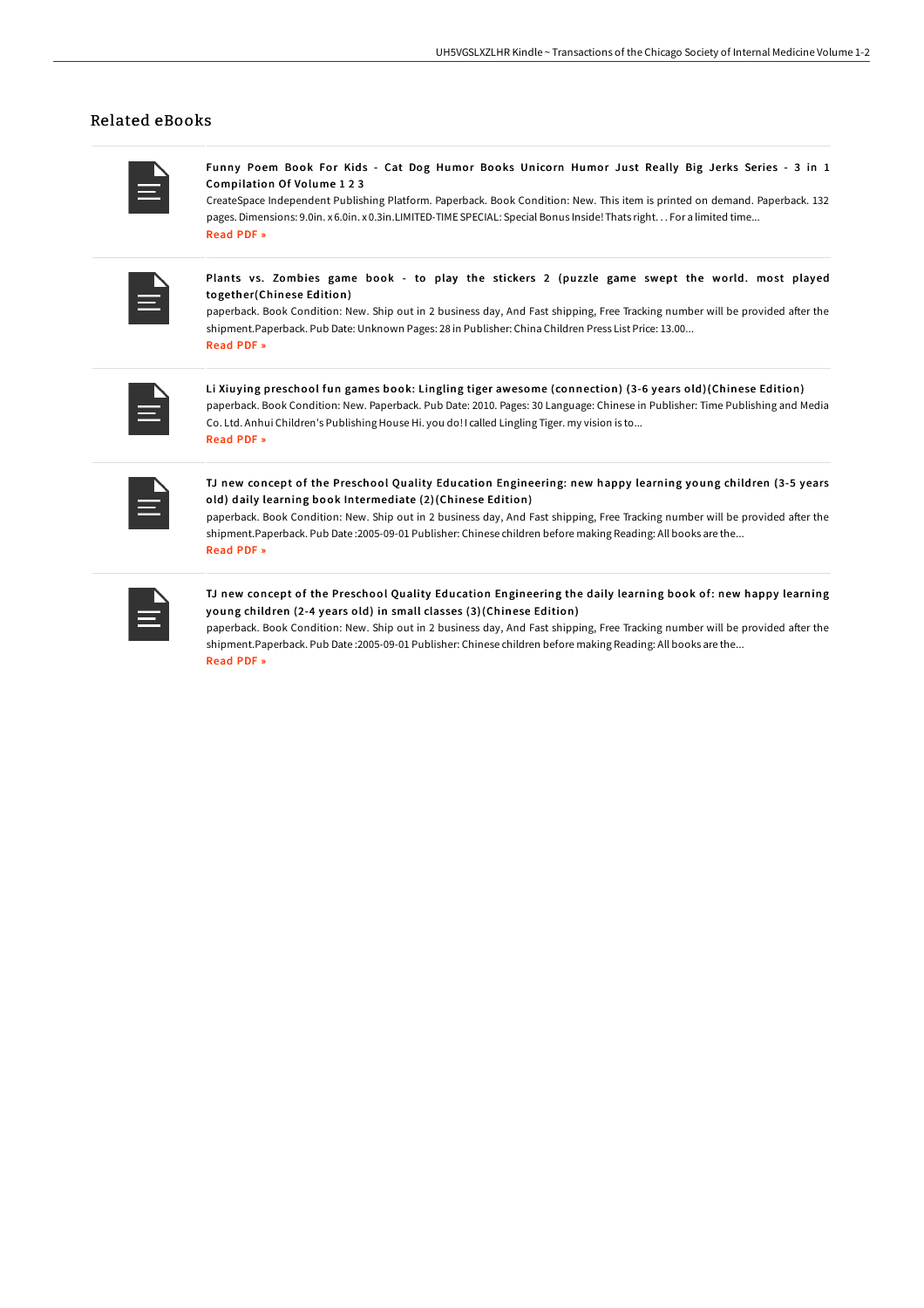## Related eBooks

**Funny Poem Book For Kids - Cat Dog Humor Books Unicorn Humor Just Really Big Jerks Series - 3 in 1 Compilation Of Volume 1 2 3**

CreateSpace Independent Publishing Platform. Paperback. Book Condition: New. This item is printed on demand. Paperback. 132 pages. Dimensions: 9.0in. x 6.0in. x 0.3in.LIMITED-TIME SPECIAL: Special Bonus Inside! Thats right. . . For a limited time...

Read PDF »

**Plants vs. Zombies game book - to play the stickers 2 (puzzle game swept the world. most played together(Chinese Edition)**

paperback. Book Condition: New. Ship out in 2 business day, And Fast shipping, Free Tracking number will be provided after the shipment.Paperback. Pub Date: Unknown Pages: 28 in Publisher: China Children Press List Price: 13.00...

Read PDF »

**Li Xiuying preschool fun games book: Lingling tiger awesome (connection) (3-6 years old)(Chinese Edition)**

paperback. Book Condition: New. Paperback. Pub Date: 2010. Pages: 30 Language: Chinese in Publisher: Time Publishing and Media Co. Ltd. Anhui Children's Publishing House Hi. you do! I called Lingling Tiger. my vision is to...

Read PDF »

**TJ new concept of the Preschool Quality Education Engineering: new happy learning young children (3-5 years old) daily learning book Intermediate (2)(Chinese Edition)**

paperback. Book Condition: New. Ship out in 2 business day, And Fast shipping, Free Tracking number will be provided after the shipment.Paperback. Pub Date :2005-09-01 Publisher: Chinese children before making Reading: All books are the...

Read PDF »

**TJ new concept of the Preschool Quality Education Engineering the daily learning book of: new happy learning young children (2-4 years old) in small classes (3)(Chinese Edition)**

paperback. Book Condition: New. Ship out in 2 business day, And Fast shipping, Free Tracking number will be provided after the shipment.Paperback. Pub Date :2005-09-01 Publisher: Chinese children before making Reading: All books are the...

Read PDF »